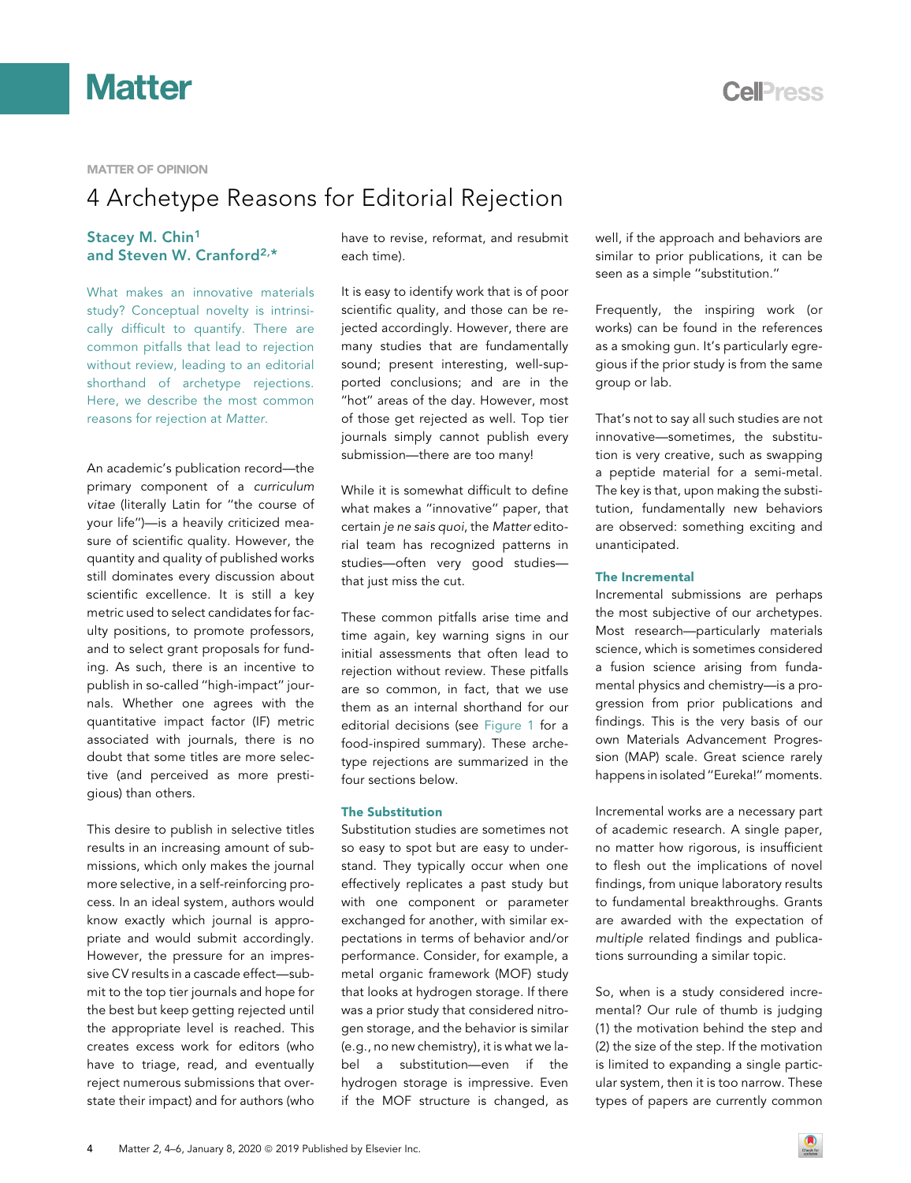MATTER OF OPINION

# 4 Archetype Reasons for Editorial Rejection

**Stacey M. Chin[1] and Steven W. Cranford[2,*]**

What makes an innovative materials study? Conceptual novelty is intrinsically difficult to quantify. There are common pitfalls that lead to rejection without review, leading to an editorial shorthand of archetype rejections. Here, we describe the most common reasons for rejection at *Matter*.

An academic's publication record—the primary component of a *curriculum vitae* (literally Latin for "the course of your life")—is a heavily criticized measure of scientific quality. However, the quantity and quality of published works still dominates every discussion about scientific excellence. It is still a key metric used to select candidates for faculty positions, to promote professors, and to select grant proposals for funding. As such, there is an incentive to publish in so-called "high-impact" journals. Whether one agrees with the quantitative impact factor (IF) metric associated with journals, there is no doubt that some titles are more selective (and perceived as more prestigious) than others.

This desire to publish in selective titles results in an increasing amount of submissions, which only makes the journal more selective, in a self-reinforcing process. In an ideal system, authors would know exactly which journal is appropriate and would submit accordingly. However, the pressure for an impressive CV results in a cascade effect—submit to the top tier journals and hope for the best but keep getting rejected until the appropriate level is reached. This creates excess work for editors (who have to triage, read, and eventually reject numerous submissions that overstate their impact) and for authors (who have to revise, reformat, and resubmit each time).

It is easy to identify work that is of poor scientific quality, and those can be rejected accordingly. However, there are many studies that are fundamentally sound; present interesting, well-supported conclusions; and are in the "hot" areas of the day. However, most of those get rejected as well. Top tier journals simply cannot publish every submission—there are too many!

While it is somewhat difficult to define what makes a "innovative" paper, that certain *je ne sais quoi*, the *Matter* editorial team has recognized patterns in studies—often very good studies—that just miss the cut.

These common pitfalls arise time and time again, key warning signs in our initial assessments that often lead to rejection without review. These pitfalls are so common, in fact, that we use them as an internal shorthand for our editorial decisions (see Figure 1 for a food-inspired summary). These archetype rejections are summarized in the four sections below.

## The Substitution

Substitution studies are sometimes not so easy to spot but are easy to understand. They typically occur when one effectively replicates a past study but with one component or parameter exchanged for another, with similar expectations in terms of behavior and/or performance. Consider, for example, a metal organic framework (MOF) study that looks at hydrogen storage. If there was a prior study that considered nitrogen storage, and the behavior is similar (e.g., no new chemistry), it is what we label a substitution—even if the hydrogen storage is impressive. Even if the MOF structure is changed, as well, if the approach and behaviors are similar to prior publications, it can be seen as a simple "substitution."

Frequently, the inspiring work (or works) can be found in the references as a smoking gun. It's particularly egregious if the prior study is from the same group or lab.

That's not to say all such studies are not innovative—sometimes, the substitution is very creative, such as swapping a peptide material for a semi-metal. The key is that, upon making the substitution, fundamentally new behaviors are observed: something exciting and unanticipated.

## The Incremental

Incremental submissions are perhaps the most subjective of our archetypes. Most research—particularly materials science, which is sometimes considered a fusion science arising from fundamental physics and chemistry—is a progression from prior publications and findings. This is the very basis of our own Materials Advancement Progression (MAP) scale. Great science rarely happens in isolated "Eureka!" moments.

Incremental works are a necessary part of academic research. A single paper, no matter how rigorous, is insufficient to flesh out the implications of novel findings, from unique laboratory results to fundamental breakthroughs. Grants are awarded with the expectation of *multiple* related findings and publications surrounding a similar topic.

So, when is a study considered incremental? Our rule of thumb is judging (1) the motivation behind the step and (2) the size of the step. If the motivation is limited to expanding a single particular system, then it is too narrow. These types of papers are currently common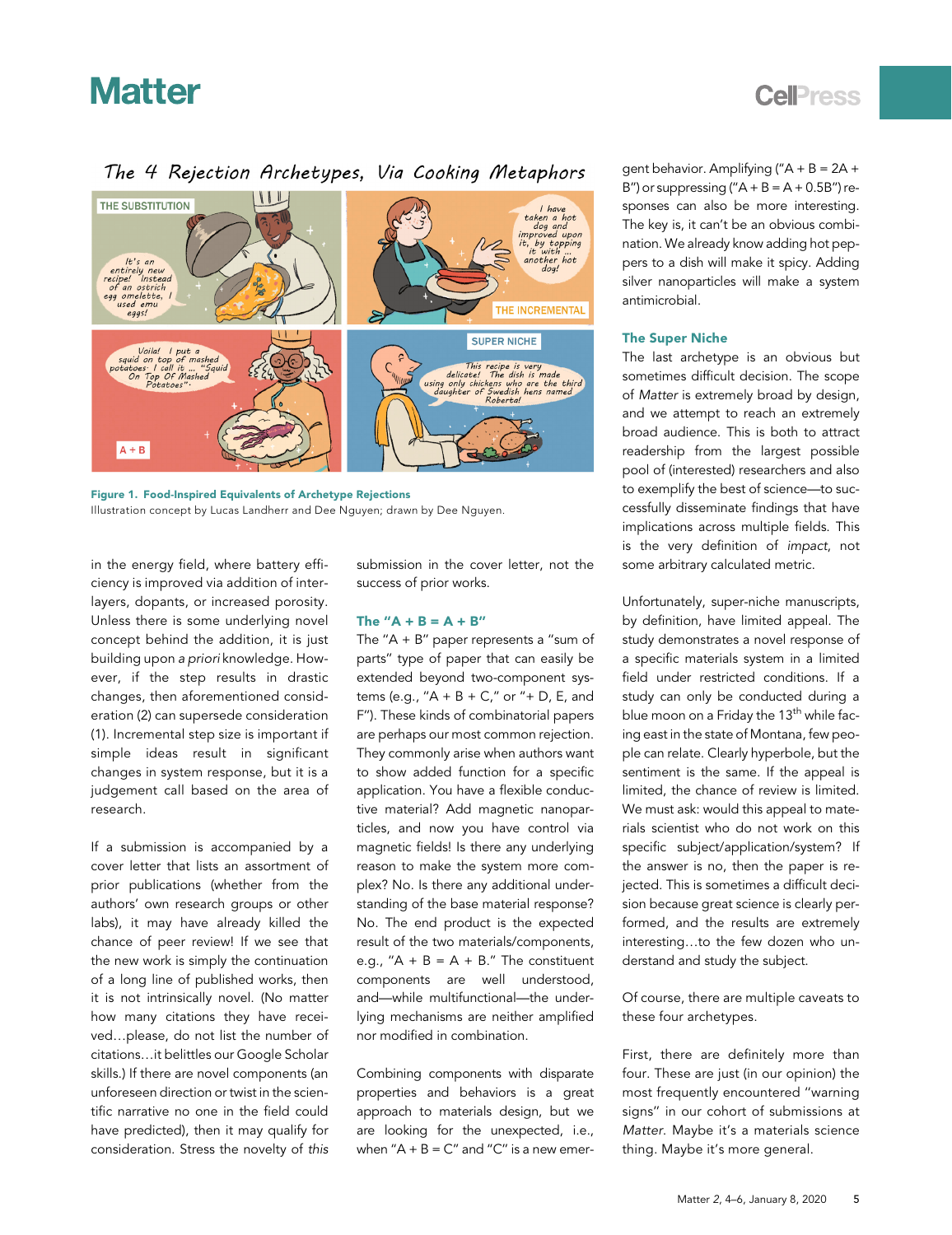The 4 Rejection Archetypes, Via Cooking Metaphors

THE SUBSTITUTION

It's an entirely new recipe! Instead of an ostrich egg omelette, I used emu eggs!

I have taken a hot dog and improved upon it, by topping it with ... another hot dog!

THE INCREMENTAL

Voila! I put a squid on top of mashed potatoes. I call it ... "Squid On Top Of Mashed Potatoes".

A + B

SUPER NICHE

This recipe is very delicate! The dish is made using only chickens who are the third daughter of Swedish hens named Roberta!

**Figure 1. Food-Inspired Equivalents of Archetype Rejections**

Illustration concept by Lucas Landherr and Dee Nguyen; drawn by Dee Nguyen.

in the energy field, where battery efficiency is improved via addition of interlayers, dopants, or increased porosity. Unless there is some underlying novel concept behind the addition, it is just building upon *a priori* knowledge. However, if the step results in drastic changes, then aforementioned consideration (2) can supersede consideration (1). Incremental step size is important if simple ideas result in significant changes in system response, but it is a judgement call based on the area of research.

If a submission is accompanied by a cover letter that lists an assortment of prior publications (whether from the authors' own research groups or other labs), it may have already killed the chance of peer review! If we see that the new work is simply the continuation of a long line of published works, then it is not intrinsically novel. (No matter how many citations they have received…please, do not list the number of citations…it belittles our Google Scholar skills.) If there are novel components (an unforeseen direction or twist in the scientific narrative no one in the field could have predicted), then it may qualify for consideration. Stress the novelty of *this* submission in the cover letter, not the success of prior works.

### The "A + B = A + B"

The "A + B" paper represents a "sum of parts" type of paper that can easily be extended beyond two-component systems (e.g., "A + B + C," or "+ D, E, and F"). These kinds of combinatorial papers are perhaps our most common rejection. They commonly arise when authors want to show added function for a specific application. You have a flexible conductive material? Add magnetic nanoparticles, and now you have control via magnetic fields! Is there any underlying reason to make the system more complex? No. Is there any additional understanding of the base material response? No. The end product is the expected result of the two materials/components, e.g., "A + B = A + B." The constituent components are well understood, and—while multifunctional—the underlying mechanisms are neither amplified nor modified in combination.

Combining components with disparate properties and behaviors is a great approach to materials design, but we are looking for the unexpected, i.e., when "A + B = C" and "C" is a new emergent behavior. Amplifying ("A + B = 2A + B") or suppressing ("A + B = A + 0.5B") responses can also be more interesting. The key is, it can't be an obvious combination. We already know adding hot peppers to a dish will make it spicy. Adding silver nanoparticles will make a system antimicrobial.

### The Super Niche

The last archetype is an obvious but sometimes difficult decision. The scope of *Matter* is extremely broad by design, and we attempt to reach an extremely broad audience. This is both to attract readership from the largest possible pool of (interested) researchers and also to exemplify the best of science—to successfully disseminate findings that have implications across multiple fields. This is the very definition of *impact*, not some arbitrary calculated metric.

Unfortunately, super-niche manuscripts, by definition, have limited appeal. The study demonstrates a novel response of a specific materials system in a limited field under restricted conditions. If a study can only be conducted during a blue moon on a Friday the 13[th] while facing east in the state of Montana, few people can relate. Clearly hyperbole, but the sentiment is the same. If the appeal is limited, the chance of review is limited. We must ask: would this appeal to materials scientist who do not work on this specific subject/application/system? If the answer is no, then the paper is rejected. This is sometimes a difficult decision because great science is clearly performed, and the results are extremely interesting…to the few dozen who understand and study the subject.

Of course, there are multiple caveats to these four archetypes.

First, there are definitely more than four. These are just (in our opinion) the most frequently encountered "warning signs" in our cohort of submissions at *Matter*. Maybe it's a materials science thing. Maybe it's more general.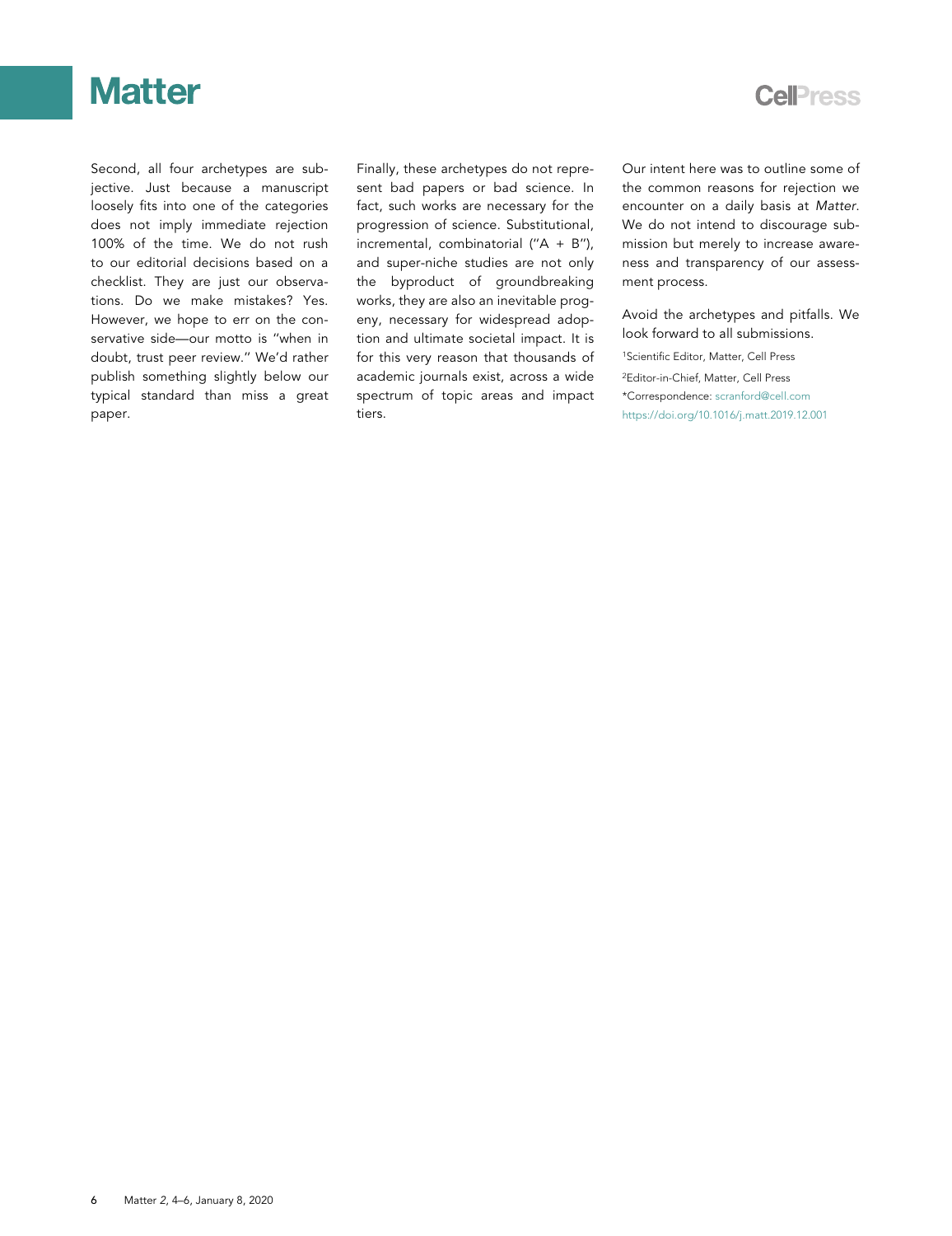Second, all four archetypes are subjective. Just because a manuscript loosely fits into one of the categories does not imply immediate rejection 100% of the time. We do not rush to our editorial decisions based on a checklist. They are just our observations. Do we make mistakes? Yes. However, we hope to err on the conservative side—our motto is "when in doubt, trust peer review." We'd rather publish something slightly below our typical standard than miss a great paper.

Finally, these archetypes do not represent bad papers or bad science. In fact, such works are necessary for the progression of science. Substitutional, incremental, combinatorial ("A + B"), and super-niche studies are not only the byproduct of groundbreaking works, they are also an inevitable progeny, necessary for widespread adoption and ultimate societal impact. It is for this very reason that thousands of academic journals exist, across a wide spectrum of topic areas and impact tiers.

Our intent here was to outline some of the common reasons for rejection we encounter on a daily basis at *Matter*. We do not intend to discourage submission but merely to increase awareness and transparency of our assessment process.

Avoid the archetypes and pitfalls. We look forward to all submissions.

[1]Scientific Editor, Matter, Cell Press

[2]Editor-in-Chief, Matter, Cell Press

*Correspondence: scranford@cell.com

https://doi.org/10.1016/j.matt.2019.12.001